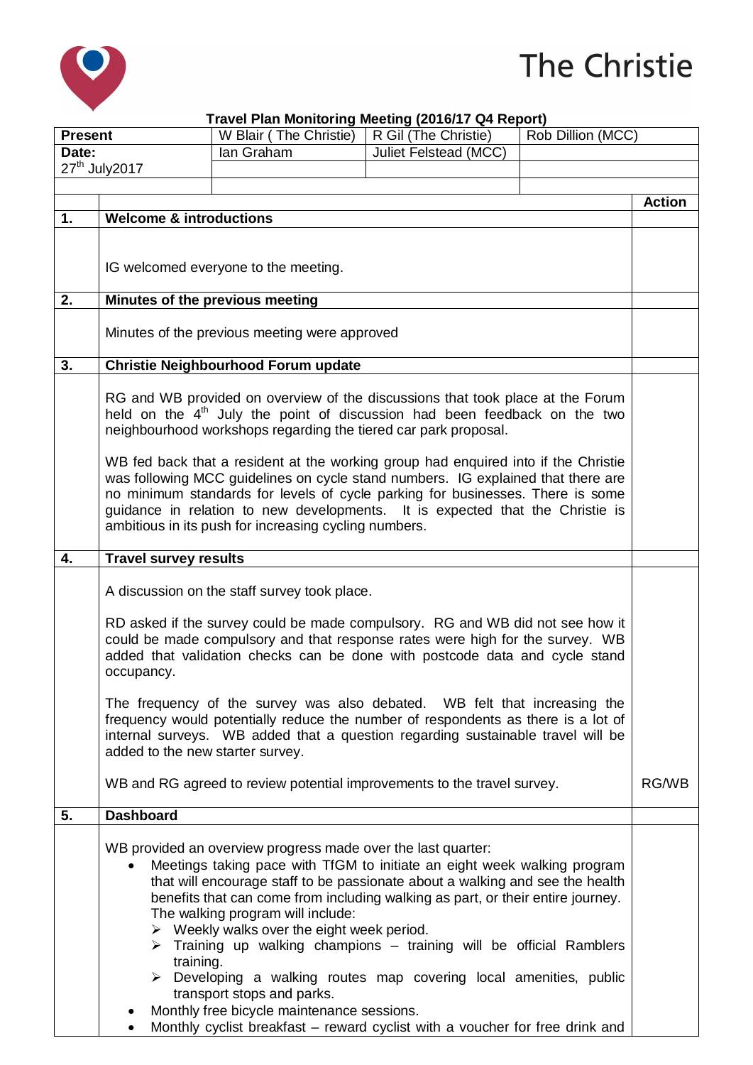The Christie

**Travel Plan Monitoring Meeting (2016/17 Q4 Report)**

| **Present** | W Blair ( The Christie) | R Gil (The Christie) | Rob Dillion (MCC) |
|---|---|---|---|
| **Date:** 27th July2017 | Ian Graham | Juliet Felstead (MCC) | |

| | | **Action** |
|---|---|---|
| **1.** | **Welcome & introductions** | |
| | IG welcomed everyone to the meeting. | |
| **2.** | **Minutes of the previous meeting** | |
| | Minutes of the previous meeting were approved | |
| **3.** | **Christie Neighbourhood Forum update** | |
| | RG and WB provided on overview of the discussions that took place at the Forum held on the 4th July the point of discussion had been feedback on the two neighbourhood workshops regarding the tiered car park proposal.<br><br>WB fed back that a resident at the working group had enquired into if the Christie was following MCC guidelines on cycle stand numbers. IG explained that there are no minimum standards for levels of cycle parking for businesses. There is some guidance in relation to new developments. It is expected that the Christie is ambitious in its push for increasing cycling numbers. | |
| **4.** | **Travel survey results** | |
| | A discussion on the staff survey took place.<br><br>RD asked if the survey could be made compulsory. RG and WB did not see how it could be made compulsory and that response rates were high for the survey. WB added that validation checks can be done with postcode data and cycle stand occupancy.<br><br>The frequency of the survey was also debated. WB felt that increasing the frequency would potentially reduce the number of respondents as there is a lot of internal surveys. WB added that a question regarding sustainable travel will be added to the new starter survey. | |
| | WB and RG agreed to review potential improvements to the travel survey. | RG/WB |
| **5.** | **Dashboard** | |
| | WB provided an overview progress made over the last quarter:<br>• Meetings taking pace with TfGM to initiate an eight week walking program that will encourage staff to be passionate about a walking and see the health benefits that can come from including walking as part, or their entire journey. The walking program will include:<br>&nbsp;&nbsp;➢ Weekly walks over the eight week period.<br>&nbsp;&nbsp;➢ Training up walking champions – training will be official Ramblers training.<br>&nbsp;&nbsp;➢ Developing a walking routes map covering local amenities, public transport stops and parks.<br>• Monthly free bicycle maintenance sessions.<br>• Monthly cyclist breakfast – reward cyclist with a voucher for free drink and | |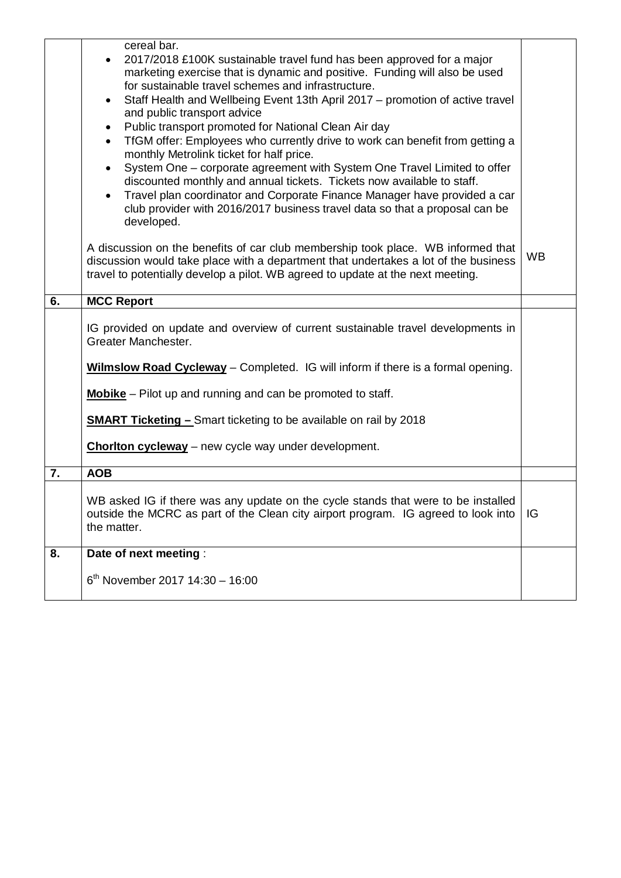| | | |
|---|---|---|
| | cereal bar.<br>• 2017/2018 £100K sustainable travel fund has been approved for a major marketing exercise that is dynamic and positive. Funding will also be used for sustainable travel schemes and infrastructure.<br>• Staff Health and Wellbeing Event 13th April 2017 – promotion of active travel and public transport advice<br>• Public transport promoted for National Clean Air day<br>• TfGM offer: Employees who currently drive to work can benefit from getting a monthly Metrolink ticket for half price.<br>• System One – corporate agreement with System One Travel Limited to offer discounted monthly and annual tickets. Tickets now available to staff.<br>• Travel plan coordinator and Corporate Finance Manager have provided a car club provider with 2016/2017 business travel data so that a proposal can be developed.<br><br>A discussion on the benefits of car club membership took place. WB informed that discussion would take place with a department that undertakes a lot of the business travel to potentially develop a pilot. WB agreed to update at the next meeting. | WB |
| **6.** | **MCC Report** | |
| | IG provided on update and overview of current sustainable travel developments in Greater Manchester.<br><br>**Wilmslow Road Cycleway** – Completed. IG will inform if there is a formal opening.<br><br>**Mobike** – Pilot up and running and can be promoted to staff.<br><br>**SMART Ticketing –** Smart ticketing to be available on rail by 2018<br><br>**Chorlton cycleway** – new cycle way under development. | |
| **7.** | **AOB** | |
| | WB asked IG if there was any update on the cycle stands that were to be installed outside the MCRC as part of the Clean city airport program. IG agreed to look into the matter. | IG |
| **8.** | **Date of next meeting** :<br><br>6th November 2017 14:30 – 16:00 | |